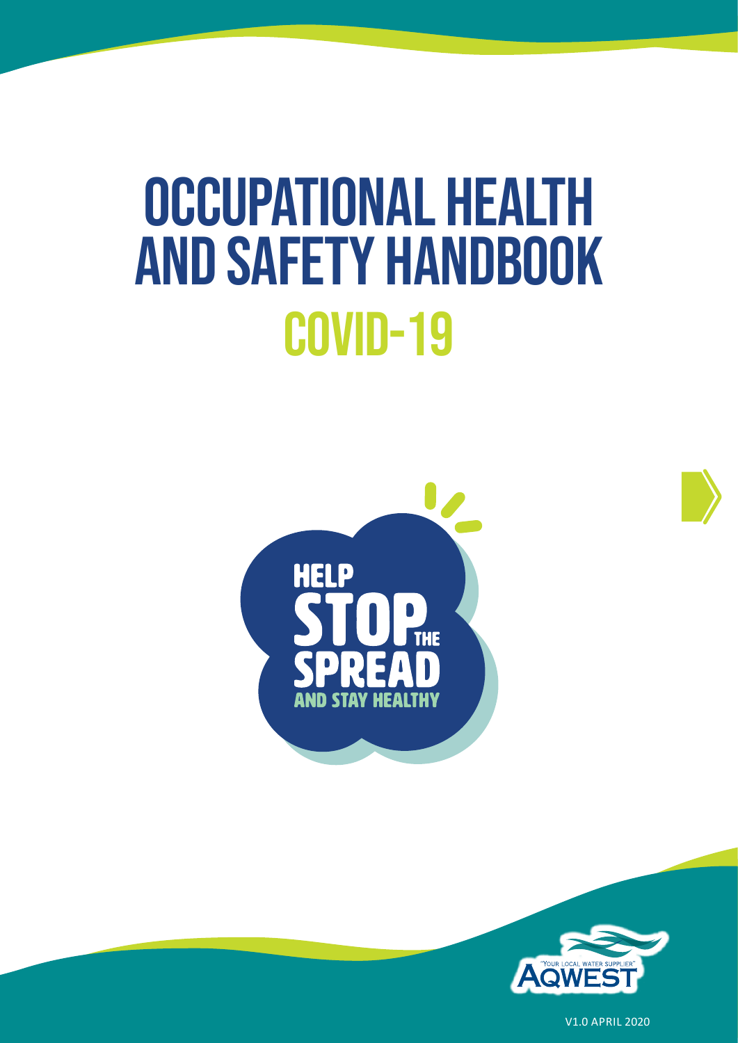# OCCUPATIONAL HEALTH AND SAFETY HANDBOOK

## COVID-19

HELP STOP THE SPREAD AND STAY HEALTHY

"YOUR LOCAL WATER SUPPLIER" AQWEST

V1.0 APRIL 2020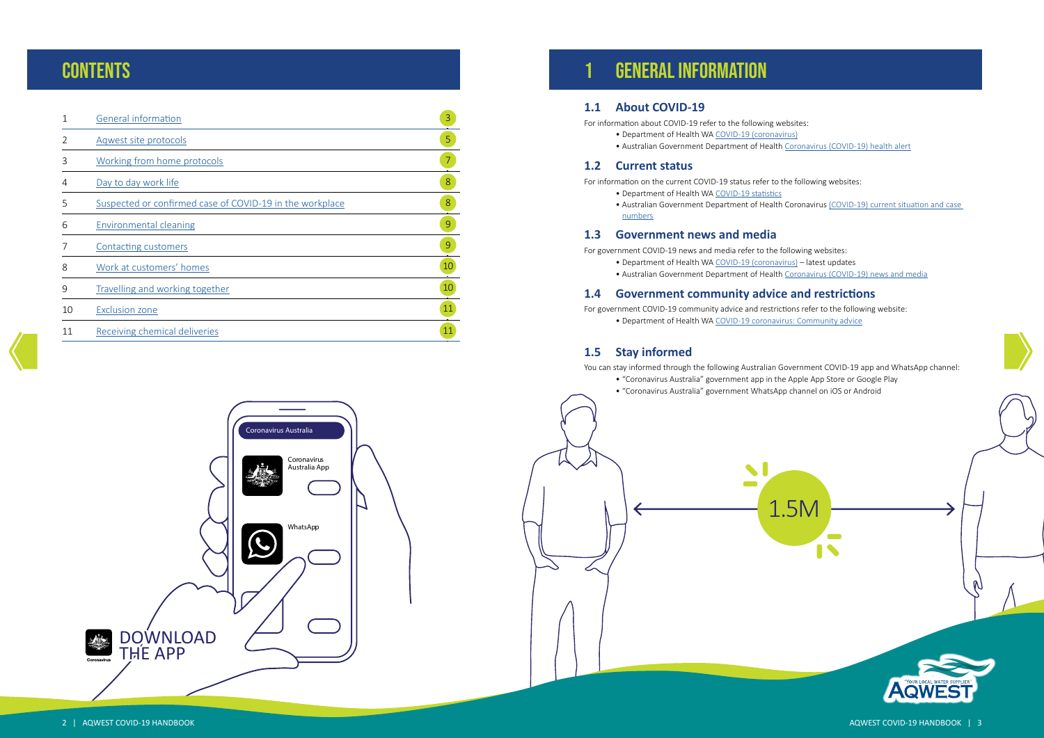# CONTENTS

| | | |
|---|---|---|
| 1 | General information | 3 |
| 2 | Aqwest site protocols | 5 |
| 3 | Working from home protocols | 7 |
| 4 | Day to day work life | 8 |
| 5 | Suspected or confirmed case of COVID-19 in the workplace | 8 |
| 6 | Environmental cleaning | 9 |
| 7 | Contacting customers | 9 |
| 8 | Work at customers' homes | 10 |
| 9 | Travelling and working together | 10 |
| 10 | Exclusion zone | 11 |
| 11 | Receiving chemical deliveries | 11 |

DOWNLOAD THE APP

# 1 GENERAL INFORMATION

## 1.1 About COVID-19

For information about COVID-19 refer to the following websites:

- Department of Health WA COVID-19 (coronavirus)
- Australian Government Department of Health Coronavirus (COVID-19) health alert

## 1.2 Current status

For information on the current COVID-19 status refer to the following websites:

- Department of Health WA COVID-19 statistics
- Australian Government Department of Health Coronavirus (COVID-19) current situation and case numbers

## 1.3 Government news and media

For government COVID-19 news and media refer to the following websites:

- Department of Health WA COVID-19 (coronavirus) – latest updates
- Australian Government Department of Health Coronavirus (COVID-19) news and media

## 1.4 Government community advice and restrictions

For government COVID-19 community advice and restrictions refer to the following website:

- Department of Health WA COVID-19 coronavirus: Community advice

## 1.5 Stay informed

You can stay informed through the following Australian Government COVID-19 app and WhatsApp channel:

- "Coronavirus Australia" government app in the Apple App Store or Google Play
- "Coronavirus Australia" government WhatsApp channel on iOS or Android

1.5M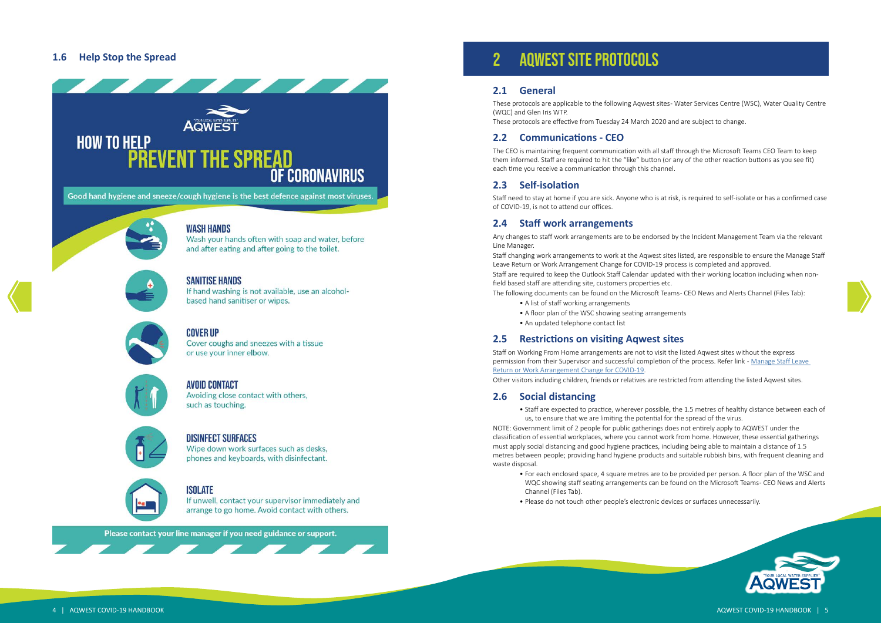## 1.6 Help Stop the Spread

AQWEST
"YOUR LOCAL WATER SUPPLIER"

# HOW TO HELP PREVENT THE SPREAD OF CORONAVIRUS

Good hand hygiene and sneeze/cough hygiene is the best defence against most viruses.

**WASH HANDS**
Wash your hands often with soap and water, before and after eating and after going to the toilet.

**SANITISE HANDS**
If hand washing is not available, use an alcohol-based hand sanitiser or wipes.

**COVER UP**
Cover coughs and sneezes with a tissue or use your inner elbow.

**AVOID CONTACT**
Avoiding close contact with others, such as touching.

**DISINFECT SURFACES**
Wipe down work surfaces such as desks, phones and keyboards, with disinfectant.

**ISOLATE**
If unwell, contact your supervisor immediately and arrange to go home. Avoid contact with others.

Please contact your line manager if you need guidance or support.

# 2 AQWEST SITE PROTOCOLS

## 2.1 General

These protocols are applicable to the following Aqwest sites- Water Services Centre (WSC), Water Quality Centre (WQC) and Glen Iris WTP.

These protocols are effective from Tuesday 24 March 2020 and are subject to change.

## 2.2 Communications - CEO

The CEO is maintaining frequent communication with all staff through the Microsoft Teams CEO Team to keep them informed. Staff are required to hit the "like" button (or any of the other reaction buttons as you see fit) each time you receive a communication through this channel.

## 2.3 Self-isolation

Staff need to stay at home if you are sick. Anyone who is at risk, is required to self-isolate or has a confirmed case of COVID-19, is not to attend our offices.

## 2.4 Staff work arrangements

Any changes to staff work arrangements are to be endorsed by the Incident Management Team via the relevant Line Manager.

Staff changing work arrangements to work at the Aqwest sites listed, are responsible to ensure the Manage Staff Leave Return or Work Arrangement Change for COVID-19 process is completed and approved.

Staff are required to keep the Outlook Staff Calendar updated with their working location including when non-field based staff are attending site, customers properties etc.

The following documents can be found on the Microsoft Teams- CEO News and Alerts Channel (Files Tab):

- A list of staff working arrangements
- A floor plan of the WSC showing seating arrangements
- An updated telephone contact list

## 2.5 Restrictions on visiting Aqwest sites

Staff on Working From Home arrangements are not to visit the listed Aqwest sites without the express permission from their Supervisor and successful completion of the process. Refer link - Manage Staff Leave Return or Work Arrangement Change for COVID-19.

Other visitors including children, friends or relatives are restricted from attending the listed Aqwest sites.

## 2.6 Social distancing

- Staff are expected to practice, wherever possible, the 1.5 metres of healthy distance between each of us, to ensure that we are limiting the potential for the spread of the virus.

NOTE: Government limit of 2 people for public gatherings does not entirely apply to AQWEST under the classification of essential workplaces, where you cannot work from home. However, these essential gatherings must apply social distancing and good hygiene practices, including being able to maintain a distance of 1.5 metres between people; providing hand hygiene products and suitable rubbish bins, with frequent cleaning and waste disposal.

- For each enclosed space, 4 square metres are to be provided per person. A floor plan of the WSC and WQC showing staff seating arrangements can be found on the Microsoft Teams- CEO News and Alerts Channel (Files Tab).
- Please do not touch other people's electronic devices or surfaces unnecessarily.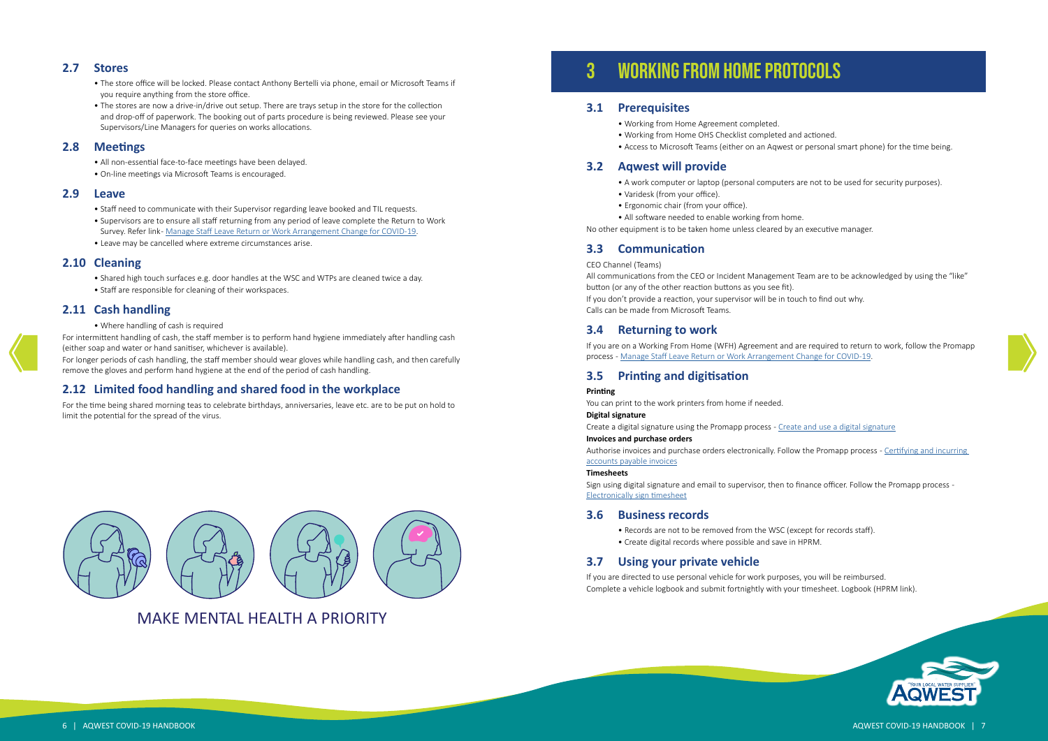## 2.7 Stores

- The store office will be locked. Please contact Anthony Bertelli via phone, email or Microsoft Teams if you require anything from the store office.
- The stores are now a drive-in/drive out setup. There are trays setup in the store for the collection and drop-off of paperwork. The booking out of parts procedure is being reviewed. Please see your Supervisors/Line Managers for queries on works allocations.

## 2.8 Meetings

- All non-essential face-to-face meetings have been delayed.
- On-line meetings via Microsoft Teams is encouraged.

## 2.9 Leave

- Staff need to communicate with their Supervisor regarding leave booked and TIL requests.
- Supervisors are to ensure all staff returning from any period of leave complete the Return to Work Survey. Refer link- Manage Staff Leave Return or Work Arrangement Change for COVID-19.
- Leave may be cancelled where extreme circumstances arise.

## 2.10 Cleaning

- Shared high touch surfaces e.g. door handles at the WSC and WTPs are cleaned twice a day.
- Staff are responsible for cleaning of their workspaces.

## 2.11 Cash handling

- Where handling of cash is required

For intermittent handling of cash, the staff member is to perform hand hygiene immediately after handling cash (either soap and water or hand sanitiser, whichever is available).

For longer periods of cash handling, the staff member should wear gloves while handling cash, and then carefully remove the gloves and perform hand hygiene at the end of the period of cash handling.

## 2.12 Limited food handling and shared food in the workplace

For the time being shared morning teas to celebrate birthdays, anniversaries, leave etc. are to be put on hold to limit the potential for the spread of the virus.

MAKE MENTAL HEALTH A PRIORITY

# 3 WORKING FROM HOME PROTOCOLS

## 3.1 Prerequisites

- Working from Home Agreement completed.
- Working from Home OHS Checklist completed and actioned.
- Access to Microsoft Teams (either on an Aqwest or personal smart phone) for the time being.

## 3.2 Aqwest will provide

- A work computer or laptop (personal computers are not to be used for security purposes).
- Varidesk (from your office).
- Ergonomic chair (from your office).
- All software needed to enable working from home.

No other equipment is to be taken home unless cleared by an executive manager.

## 3.3 Communication

CEO Channel (Teams)

All communications from the CEO or Incident Management Team are to be acknowledged by using the "like" button (or any of the other reaction buttons as you see fit).

If you don't provide a reaction, your supervisor will be in touch to find out why.

Calls can be made from Microsoft Teams.

## 3.4 Returning to work

If you are on a Working From Home (WFH) Agreement and are required to return to work, follow the Promapp process - Manage Staff Leave Return or Work Arrangement Change for COVID-19.

## 3.5 Printing and digitisation

**Printing**

You can print to the work printers from home if needed.

**Digital signature**

Create a digital signature using the Promapp process - Create and use a digital signature

**Invoices and purchase orders**

Authorise invoices and purchase orders electronically. Follow the Promapp process - Certifying and incurring accounts payable invoices

**Timesheets**

Sign using digital signature and email to supervisor, then to finance officer. Follow the Promapp process - Electronically sign timesheet

## 3.6 Business records

- Records are not to be removed from the WSC (except for records staff).
- Create digital records where possible and save in HPRM.

## 3.7 Using your private vehicle

If you are directed to use personal vehicle for work purposes, you will be reimbursed.

Complete a vehicle logbook and submit fortnightly with your timesheet. Logbook (HPRM link).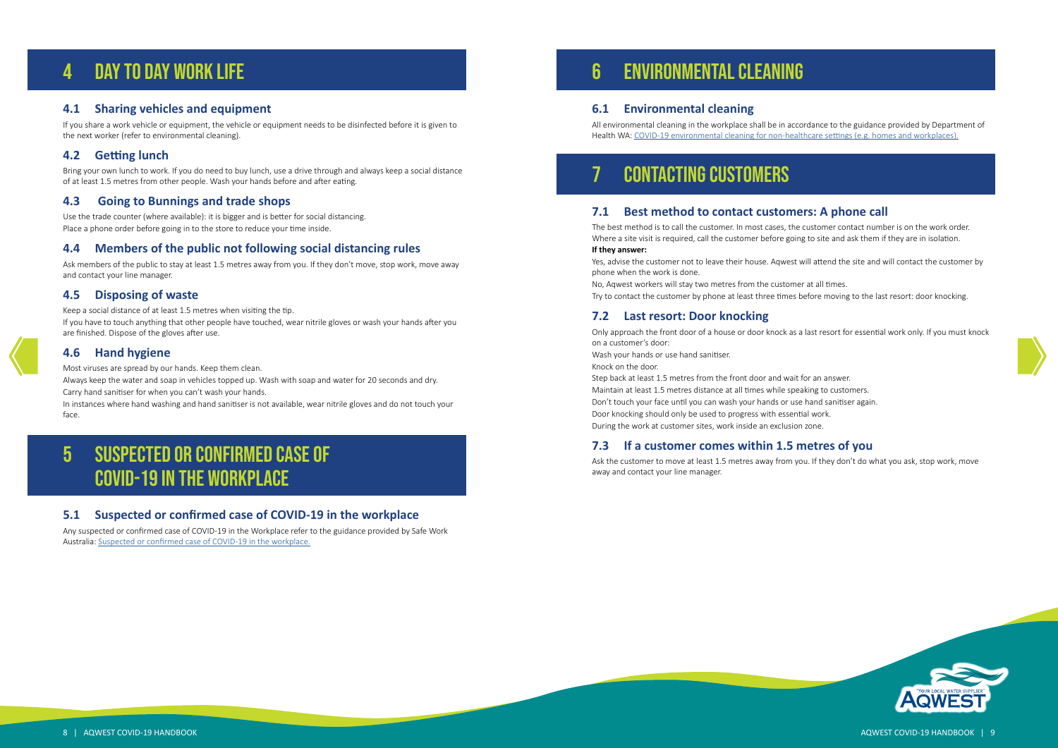# 4 DAY TO DAY WORK LIFE

## 4.1 Sharing vehicles and equipment

If you share a work vehicle or equipment, the vehicle or equipment needs to be disinfected before it is given to the next worker (refer to environmental cleaning).

## 4.2 Getting lunch

Bring your own lunch to work. If you do need to buy lunch, use a drive through and always keep a social distance of at least 1.5 metres from other people. Wash your hands before and after eating.

## 4.3 Going to Bunnings and trade shops

Use the trade counter (where available): it is bigger and is better for social distancing.
Place a phone order before going in to the store to reduce your time inside.

## 4.4 Members of the public not following social distancing rules

Ask members of the public to stay at least 1.5 metres away from you. If they don't move, stop work, move away and contact your line manager.

## 4.5 Disposing of waste

Keep a social distance of at least 1.5 metres when visiting the tip.
If you have to touch anything that other people have touched, wear nitrile gloves or wash your hands after you are finished. Dispose of the gloves after use.

## 4.6 Hand hygiene

Most viruses are spread by our hands. Keep them clean.
Always keep the water and soap in vehicles topped up. Wash with soap and water for 20 seconds and dry.
Carry hand sanitiser for when you can't wash your hands.
In instances where hand washing and hand sanitiser is not available, wear nitrile gloves and do not touch your face.

# 5 SUSPECTED OR CONFIRMED CASE OF COVID-19 IN THE WORKPLACE

## 5.1 Suspected or confirmed case of COVID-19 in the workplace

Any suspected or confirmed case of COVID-19 in the Workplace refer to the guidance provided by Safe Work Australia: Suspected or confirmed case of COVID-19 in the workplace.

# 6 ENVIRONMENTAL CLEANING

## 6.1 Environmental cleaning

All environmental cleaning in the workplace shall be in accordance to the guidance provided by Department of Health WA: COVID-19 environmental cleaning for non-healthcare settings (e.g. homes and workplaces).

# 7 CONTACTING CUSTOMERS

## 7.1 Best method to contact customers: A phone call

The best method is to call the customer. In most cases, the customer contact number is on the work order. Where a site visit is required, call the customer before going to site and ask them if they are in isolation.

**If they answer:**

Yes, advise the customer not to leave their house. Aqwest will attend the site and will contact the customer by phone when the work is done.

No, Aqwest workers will stay two metres from the customer at all times.

Try to contact the customer by phone at least three times before moving to the last resort: door knocking.

## 7.2 Last resort: Door knocking

Only approach the front door of a house or door knock as a last resort for essential work only. If you must knock on a customer's door:

Wash your hands or use hand sanitiser.
Knock on the door.
Step back at least 1.5 metres from the front door and wait for an answer.
Maintain at least 1.5 metres distance at all times while speaking to customers.
Don't touch your face until you can wash your hands or use hand sanitiser again.
Door knocking should only be used to progress with essential work.
During the work at customer sites, work inside an exclusion zone.

## 7.3 If a customer comes within 1.5 metres of you

Ask the customer to move at least 1.5 metres away from you. If they don't do what you ask, stop work, move away and contact your line manager.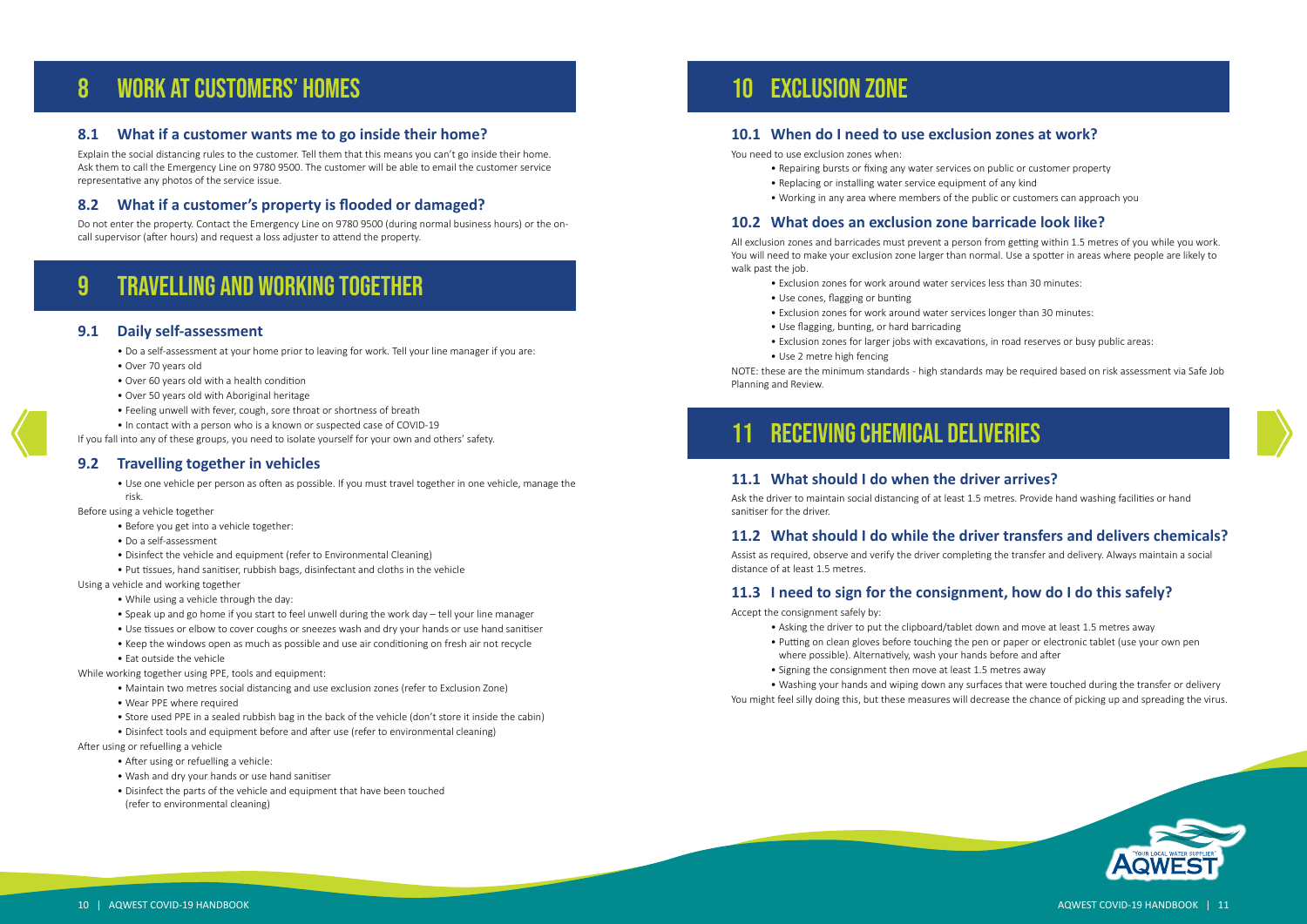# 8 WORK AT CUSTOMERS' HOMES

## 8.1 What if a customer wants me to go inside their home?

Explain the social distancing rules to the customer. Tell them that this means you can't go inside their home. Ask them to call the Emergency Line on 9780 9500. The customer will be able to email the customer service representative any photos of the service issue.

## 8.2 What if a customer's property is flooded or damaged?

Do not enter the property. Contact the Emergency Line on 9780 9500 (during normal business hours) or the on-call supervisor (after hours) and request a loss adjuster to attend the property.

# 9 TRAVELLING AND WORKING TOGETHER

## 9.1 Daily self-assessment

- Do a self-assessment at your home prior to leaving for work. Tell your line manager if you are:
- Over 70 years old
- Over 60 years old with a health condition
- Over 50 years old with Aboriginal heritage
- Feeling unwell with fever, cough, sore throat or shortness of breath
- In contact with a person who is a known or suspected case of COVID-19

If you fall into any of these groups, you need to isolate yourself for your own and others' safety.

## 9.2 Travelling together in vehicles

- Use one vehicle per person as often as possible. If you must travel together in one vehicle, manage the risk.

Before using a vehicle together

- Before you get into a vehicle together:
- Do a self-assessment
- Disinfect the vehicle and equipment (refer to Environmental Cleaning)
- Put tissues, hand sanitiser, rubbish bags, disinfectant and cloths in the vehicle

Using a vehicle and working together

- While using a vehicle through the day:
- Speak up and go home if you start to feel unwell during the work day – tell your line manager
- Use tissues or elbow to cover coughs or sneezes wash and dry your hands or use hand sanitiser
- Keep the windows open as much as possible and use air conditioning on fresh air not recycle
- Eat outside the vehicle

While working together using PPE, tools and equipment:

- Maintain two metres social distancing and use exclusion zones (refer to Exclusion Zone)
- Wear PPE where required
- Store used PPE in a sealed rubbish bag in the back of the vehicle (don't store it inside the cabin)
- Disinfect tools and equipment before and after use (refer to environmental cleaning)

After using or refuelling a vehicle

- After using or refuelling a vehicle:
- Wash and dry your hands or use hand sanitiser
- Disinfect the parts of the vehicle and equipment that have been touched (refer to environmental cleaning)

# 10 EXCLUSION ZONE

## 10.1 When do I need to use exclusion zones at work?

You need to use exclusion zones when:

- Repairing bursts or fixing any water services on public or customer property
- Replacing or installing water service equipment of any kind
- Working in any area where members of the public or customers can approach you

## 10.2 What does an exclusion zone barricade look like?

All exclusion zones and barricades must prevent a person from getting within 1.5 metres of you while you work. You will need to make your exclusion zone larger than normal. Use a spotter in areas where people are likely to walk past the job.

- Exclusion zones for work around water services less than 30 minutes:
- Use cones, flagging or bunting
- Exclusion zones for work around water services longer than 30 minutes:
- Use flagging, bunting, or hard barricading
- Exclusion zones for larger jobs with excavations, in road reserves or busy public areas:
- Use 2 metre high fencing

NOTE: these are the minimum standards - high standards may be required based on risk assessment via Safe Job Planning and Review.

# 11 RECEIVING CHEMICAL DELIVERIES

## 11.1 What should I do when the driver arrives?

Ask the driver to maintain social distancing of at least 1.5 metres. Provide hand washing facilities or hand sanitiser for the driver.

## 11.2 What should I do while the driver transfers and delivers chemicals?

Assist as required, observe and verify the driver completing the transfer and delivery. Always maintain a social distance of at least 1.5 metres.

## 11.3 I need to sign for the consignment, how do I do this safely?

Accept the consignment safely by:

- Asking the driver to put the clipboard/tablet down and move at least 1.5 metres away
- Putting on clean gloves before touching the pen or paper or electronic tablet (use your own pen where possible). Alternatively, wash your hands before and after
- Signing the consignment then move at least 1.5 metres away
- Washing your hands and wiping down any surfaces that were touched during the transfer or delivery

You might feel silly doing this, but these measures will decrease the chance of picking up and spreading the virus.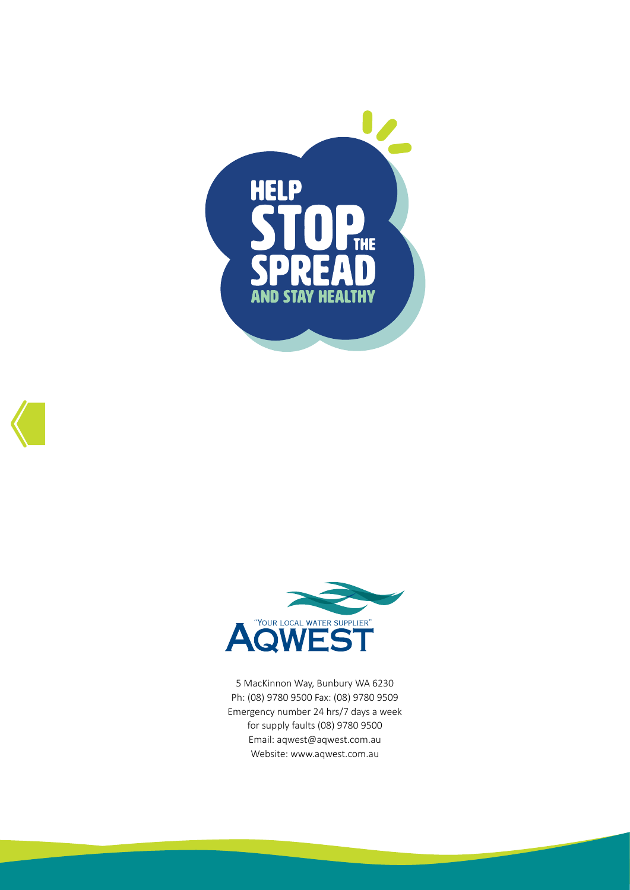HELP STOP THE SPREAD AND STAY HEALTHY

"YOUR LOCAL WATER SUPPLIER"

AQWEST

5 MacKinnon Way, Bunbury WA 6230
Ph: (08) 9780 9500 Fax: (08) 9780 9509
Emergency number 24 hrs/7 days a week
for supply faults (08) 9780 9500
Email: aqwest@aqwest.com.au
Website: www.aqwest.com.au